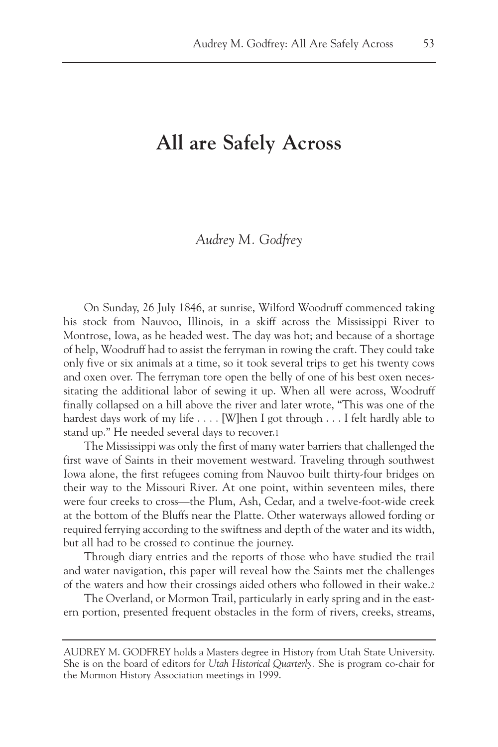# All are Safely Across

*Audrey M. Godfrey*

On Sunday, 26 July 1846, at sunrise, Wilford Woodruff commenced taking his stock from Nauvoo, Illinois, in a skiff across the Mississippi River to Montrose, Iowa, as he headed west. The day was hot; and because of a shortage of help, Woodruff had to assist the ferryman in rowing the craft. They could take only five or six animals at a time, so it took several trips to get his twenty cows and oxen over. The ferryman tore open the belly of one of his best oxen necessitating the additional labor of sewing it up. When all were across, Woodruff finally collapsed on a hill above the river and later wrote, "This was one of the hardest days work of my life . . . . [W]hen I got through . . . I felt hardly able to stand up." He needed several days to recover.[1]

The Mississippi was only the first of many water barriers that challenged the first wave of Saints in their movement westward. Traveling through southwest Iowa alone, the first refugees coming from Nauvoo built thirty-four bridges on their way to the Missouri River. At one point, within seventeen miles, there were four creeks to cross—the Plum, Ash, Cedar, and a twelve-foot-wide creek at the bottom of the Bluffs near the Platte. Other waterways allowed fording or required ferrying according to the swiftness and depth of the water and its width, but all had to be crossed to continue the journey.

Through diary entries and the reports of those who have studied the trail and water navigation, this paper will reveal how the Saints met the challenges of the waters and how their crossings aided others who followed in their wake.[2]

The Overland, or Mormon Trail, particularly in early spring and in the eastern portion, presented frequent obstacles in the form of rivers, creeks, streams,

---

AUDREY M. GODFREY holds a Masters degree in History from Utah State University. She is on the board of editors for *Utah Historical Quarterly*. She is program co-chair for the Mormon History Association meetings in 1999.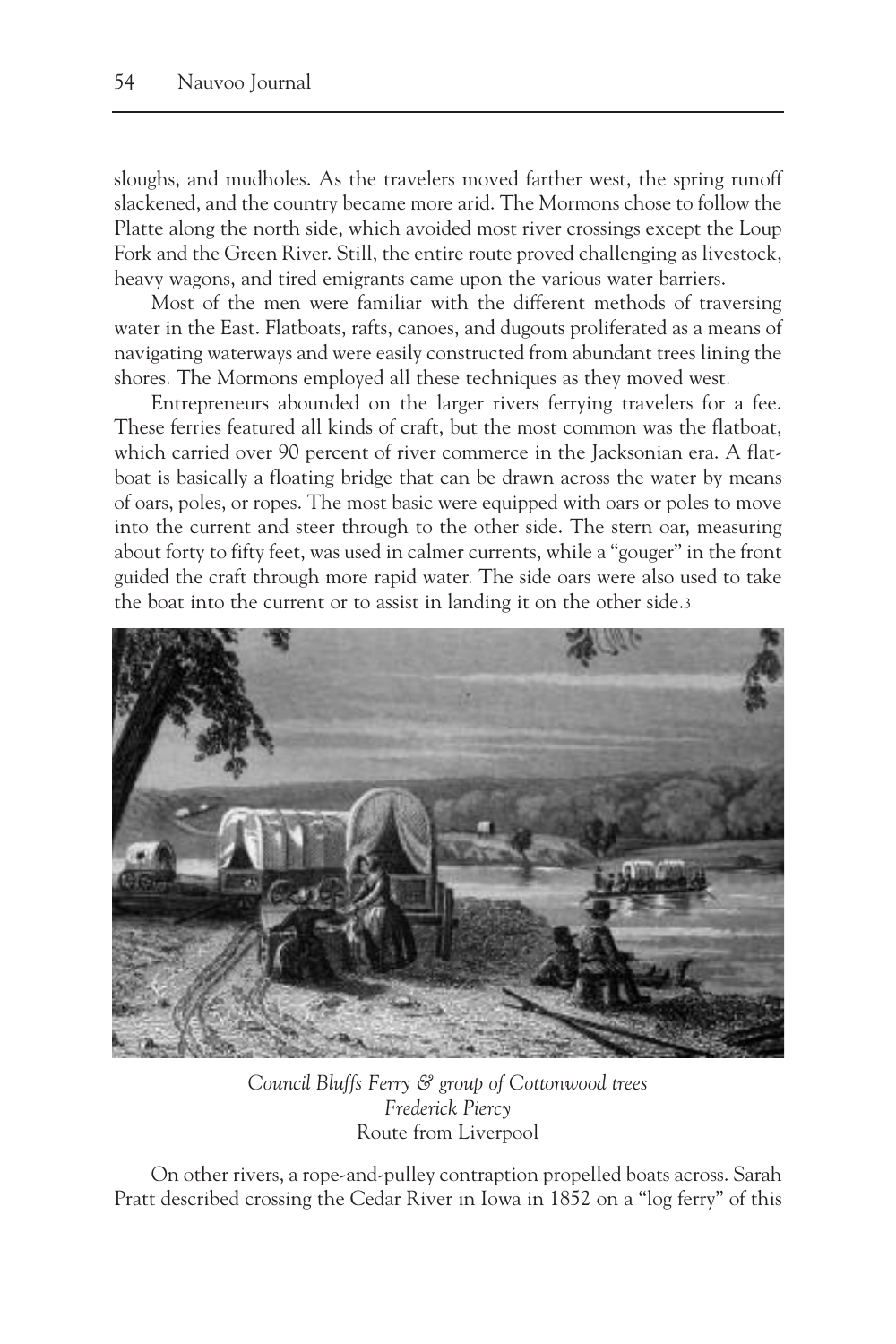sloughs, and mudholes. As the travelers moved farther west, the spring runoff slackened, and the country became more arid. The Mormons chose to follow the Platte along the north side, which avoided most river crossings except the Loup Fork and the Green River. Still, the entire route proved challenging as livestock, heavy wagons, and tired emigrants came upon the various water barriers.

Most of the men were familiar with the different methods of traversing water in the East. Flatboats, rafts, canoes, and dugouts proliferated as a means of navigating waterways and were easily constructed from abundant trees lining the shores. The Mormons employed all these techniques as they moved west.

Entrepreneurs abounded on the larger rivers ferrying travelers for a fee. These ferries featured all kinds of craft, but the most common was the flatboat, which carried over 90 percent of river commerce in the Jacksonian era. A flatboat is basically a floating bridge that can be drawn across the water by means of oars, poles, or ropes. The most basic were equipped with oars or poles to move into the current and steer through to the other side. The stern oar, measuring about forty to fifty feet, was used in calmer currents, while a "gouger" in the front guided the craft through more rapid water. The side oars were also used to take the boat into the current or to assist in landing it on the other side.[3]

*Council Bluffs Ferry & group of Cottonwood trees*
*Frederick Piercy*
Route from Liverpool

On other rivers, a rope-and-pulley contraption propelled boats across. Sarah Pratt described crossing the Cedar River in Iowa in 1852 on a "log ferry" of this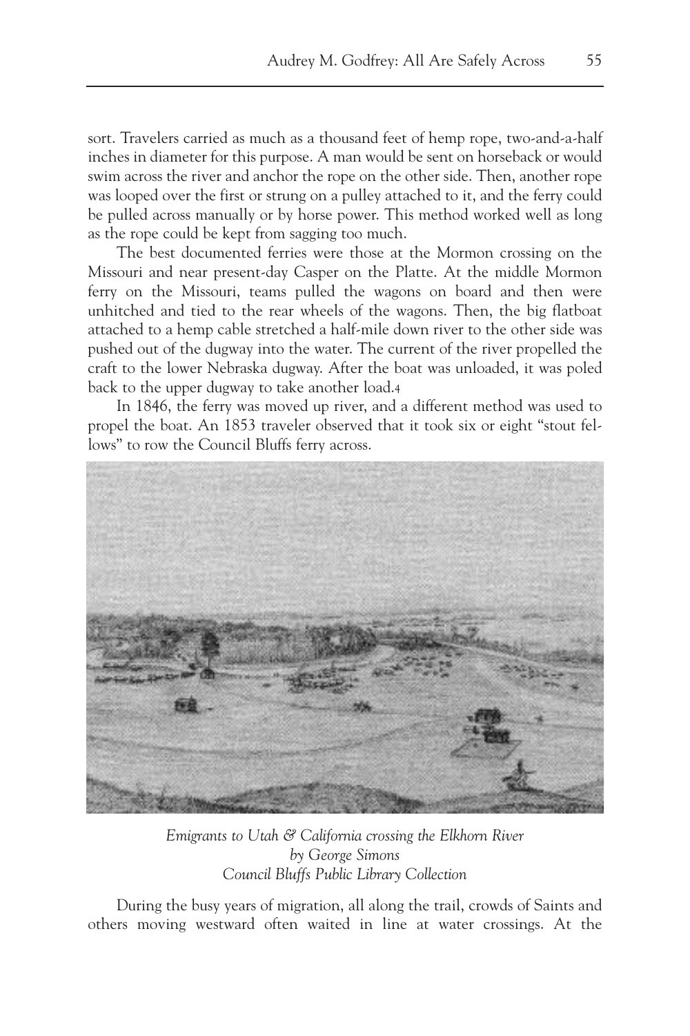sort. Travelers carried as much as a thousand feet of hemp rope, two-and-a-half inches in diameter for this purpose. A man would be sent on horseback or would swim across the river and anchor the rope on the other side. Then, another rope was looped over the first or strung on a pulley attached to it, and the ferry could be pulled across manually or by horse power. This method worked well as long as the rope could be kept from sagging too much.

The best documented ferries were those at the Mormon crossing on the Missouri and near present-day Casper on the Platte. At the middle Mormon ferry on the Missouri, teams pulled the wagons on board and then were unhitched and tied to the rear wheels of the wagons. Then, the big flatboat attached to a hemp cable stretched a half-mile down river to the other side was pushed out of the dugway into the water. The current of the river propelled the craft to the lower Nebraska dugway. After the boat was unloaded, it was poled back to the upper dugway to take another load.[4]

In 1846, the ferry was moved up river, and a different method was used to propel the boat. An 1853 traveler observed that it took six or eight "stout fellows" to row the Council Bluffs ferry across.

*Emigrants to Utah & California crossing the Elkhorn River*
*by George Simons*
*Council Bluffs Public Library Collection*

During the busy years of migration, all along the trail, crowds of Saints and others moving westward often waited in line at water crossings. At the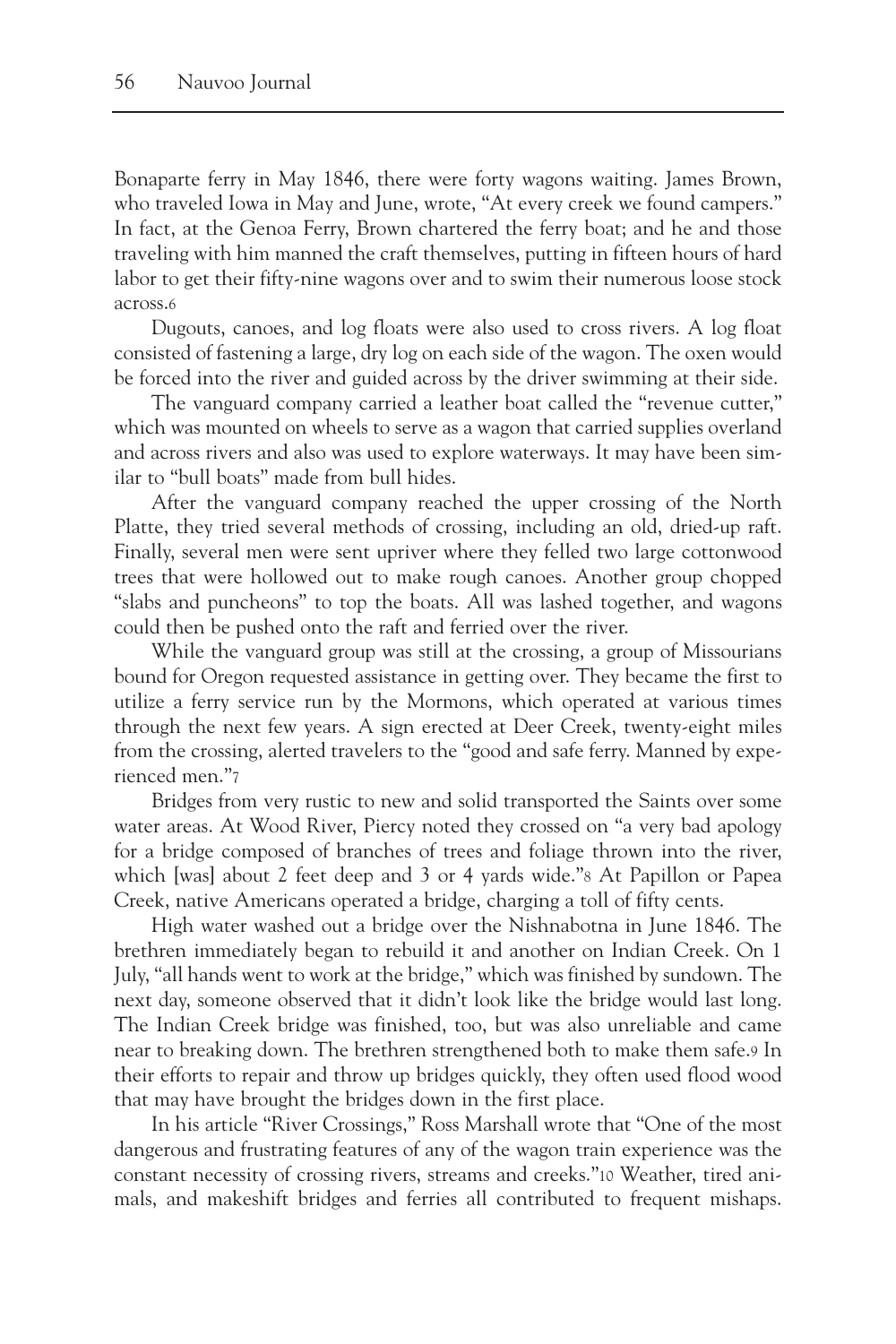Bonaparte ferry in May 1846, there were forty wagons waiting. James Brown, who traveled Iowa in May and June, wrote, "At every creek we found campers." In fact, at the Genoa Ferry, Brown chartered the ferry boat; and he and those traveling with him manned the craft themselves, putting in fifteen hours of hard labor to get their fifty-nine wagons over and to swim their numerous loose stock across.[6]

Dugouts, canoes, and log floats were also used to cross rivers. A log float consisted of fastening a large, dry log on each side of the wagon. The oxen would be forced into the river and guided across by the driver swimming at their side.

The vanguard company carried a leather boat called the "revenue cutter," which was mounted on wheels to serve as a wagon that carried supplies overland and across rivers and also was used to explore waterways. It may have been similar to "bull boats" made from bull hides.

After the vanguard company reached the upper crossing of the North Platte, they tried several methods of crossing, including an old, dried-up raft. Finally, several men were sent upriver where they felled two large cottonwood trees that were hollowed out to make rough canoes. Another group chopped "slabs and puncheons" to top the boats. All was lashed together, and wagons could then be pushed onto the raft and ferried over the river.

While the vanguard group was still at the crossing, a group of Missourians bound for Oregon requested assistance in getting over. They became the first to utilize a ferry service run by the Mormons, which operated at various times through the next few years. A sign erected at Deer Creek, twenty-eight miles from the crossing, alerted travelers to the "good and safe ferry. Manned by experienced men."[7]

Bridges from very rustic to new and solid transported the Saints over some water areas. At Wood River, Piercy noted they crossed on "a very bad apology for a bridge composed of branches of trees and foliage thrown into the river, which [was] about 2 feet deep and 3 or 4 yards wide."[8] At Papillon or Papea Creek, native Americans operated a bridge, charging a toll of fifty cents.

High water washed out a bridge over the Nishnabotna in June 1846. The brethren immediately began to rebuild it and another on Indian Creek. On 1 July, "all hands went to work at the bridge," which was finished by sundown. The next day, someone observed that it didn't look like the bridge would last long. The Indian Creek bridge was finished, too, but was also unreliable and came near to breaking down. The brethren strengthened both to make them safe.[9] In their efforts to repair and throw up bridges quickly, they often used flood wood that may have brought the bridges down in the first place.

In his article "River Crossings," Ross Marshall wrote that "One of the most dangerous and frustrating features of any of the wagon train experience was the constant necessity of crossing rivers, streams and creeks."[10] Weather, tired animals, and makeshift bridges and ferries all contributed to frequent mishaps.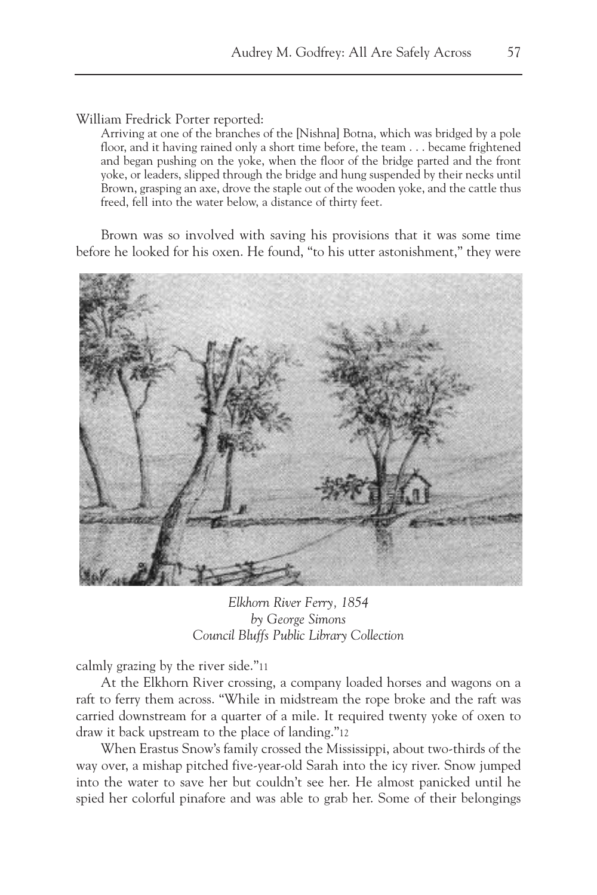William Fredrick Porter reported:

> Arriving at one of the branches of the [Nishna] Botna, which was bridged by a pole floor, and it having rained only a short time before, the team . . . became frightened and began pushing on the yoke, when the floor of the bridge parted and the front yoke, or leaders, slipped through the bridge and hung suspended by their necks until Brown, grasping an axe, drove the staple out of the wooden yoke, and the cattle thus freed, fell into the water below, a distance of thirty feet.

Brown was so involved with saving his provisions that it was some time before he looked for his oxen. He found, "to his utter astonishment," they were calmly grazing by the river side."11

*Elkhorn River Ferry, 1854*
*by George Simons*
*Council Bluffs Public Library Collection*

At the Elkhorn River crossing, a company loaded horses and wagons on a raft to ferry them across. "While in midstream the rope broke and the raft was carried downstream for a quarter of a mile. It required twenty yoke of oxen to draw it back upstream to the place of landing."12

When Erastus Snow's family crossed the Mississippi, about two-thirds of the way over, a mishap pitched five-year-old Sarah into the icy river. Snow jumped into the water to save her but couldn't see her. He almost panicked until he spied her colorful pinafore and was able to grab her. Some of their belongings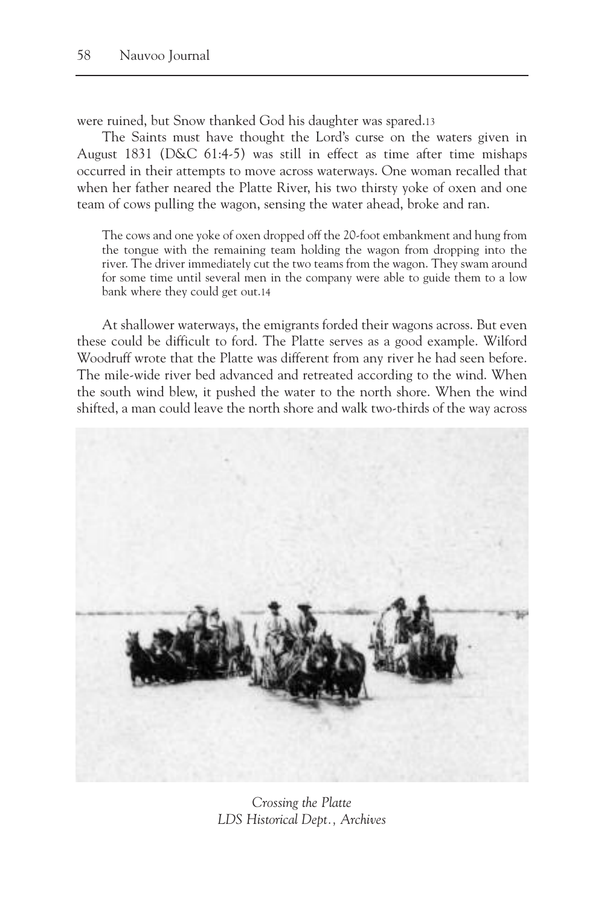were ruined, but Snow thanked God his daughter was spared.[13]

The Saints must have thought the Lord's curse on the waters given in August 1831 (D&C 61:4-5) was still in effect as time after time mishaps occurred in their attempts to move across waterways. One woman recalled that when her father neared the Platte River, his two thirsty yoke of oxen and one team of cows pulling the wagon, sensing the water ahead, broke and ran.

> The cows and one yoke of oxen dropped off the 20-foot embankment and hung from the tongue with the remaining team holding the wagon from dropping into the river. The driver immediately cut the two teams from the wagon. They swam around for some time until several men in the company were able to guide them to a low bank where they could get out.[14]

At shallower waterways, the emigrants forded their wagons across. But even these could be difficult to ford. The Platte serves as a good example. Wilford Woodruff wrote that the Platte was different from any river he had seen before. The mile-wide river bed advanced and retreated according to the wind. When the south wind blew, it pushed the water to the north shore. When the wind shifted, a man could leave the north shore and walk two-thirds of the way across

*Crossing the Platte*
*LDS Historical Dept., Archives*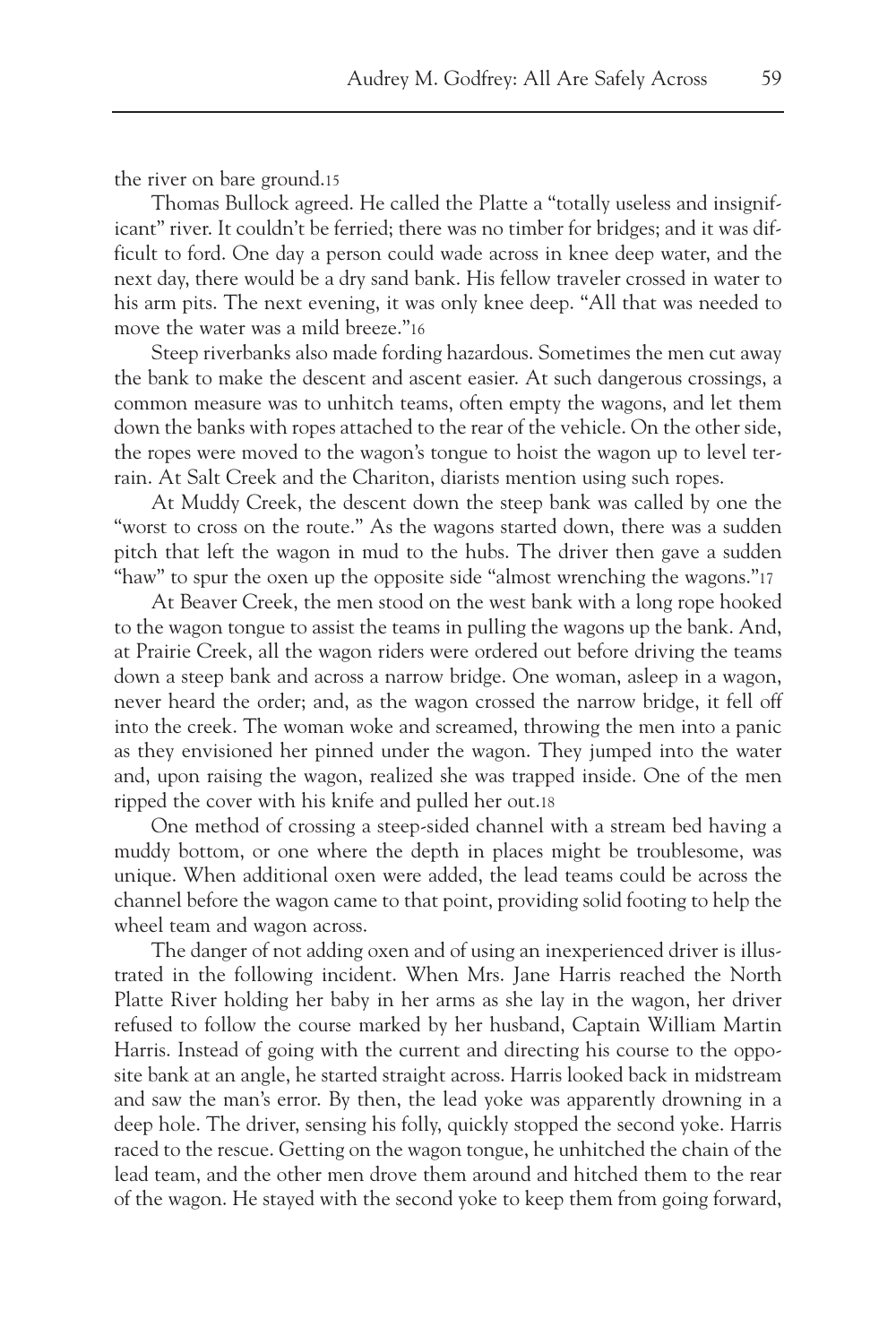the river on bare ground.[15]

Thomas Bullock agreed. He called the Platte a "totally useless and insignificant" river. It couldn't be ferried; there was no timber for bridges; and it was difficult to ford. One day a person could wade across in knee deep water, and the next day, there would be a dry sand bank. His fellow traveler crossed in water to his arm pits. The next evening, it was only knee deep. "All that was needed to move the water was a mild breeze."[16]

Steep riverbanks also made fording hazardous. Sometimes the men cut away the bank to make the descent and ascent easier. At such dangerous crossings, a common measure was to unhitch teams, often empty the wagons, and let them down the banks with ropes attached to the rear of the vehicle. On the other side, the ropes were moved to the wagon's tongue to hoist the wagon up to level terrain. At Salt Creek and the Chariton, diarists mention using such ropes.

At Muddy Creek, the descent down the steep bank was called by one the "worst to cross on the route." As the wagons started down, there was a sudden pitch that left the wagon in mud to the hubs. The driver then gave a sudden "haw" to spur the oxen up the opposite side "almost wrenching the wagons."[17]

At Beaver Creek, the men stood on the west bank with a long rope hooked to the wagon tongue to assist the teams in pulling the wagons up the bank. And, at Prairie Creek, all the wagon riders were ordered out before driving the teams down a steep bank and across a narrow bridge. One woman, asleep in a wagon, never heard the order; and, as the wagon crossed the narrow bridge, it fell off into the creek. The woman woke and screamed, throwing the men into a panic as they envisioned her pinned under the wagon. They jumped into the water and, upon raising the wagon, realized she was trapped inside. One of the men ripped the cover with his knife and pulled her out.[18]

One method of crossing a steep-sided channel with a stream bed having a muddy bottom, or one where the depth in places might be troublesome, was unique. When additional oxen were added, the lead teams could be across the channel before the wagon came to that point, providing solid footing to help the wheel team and wagon across.

The danger of not adding oxen and of using an inexperienced driver is illustrated in the following incident. When Mrs. Jane Harris reached the North Platte River holding her baby in her arms as she lay in the wagon, her driver refused to follow the course marked by her husband, Captain William Martin Harris. Instead of going with the current and directing his course to the opposite bank at an angle, he started straight across. Harris looked back in midstream and saw the man's error. By then, the lead yoke was apparently drowning in a deep hole. The driver, sensing his folly, quickly stopped the second yoke. Harris raced to the rescue. Getting on the wagon tongue, he unhitched the chain of the lead team, and the other men drove them around and hitched them to the rear of the wagon. He stayed with the second yoke to keep them from going forward,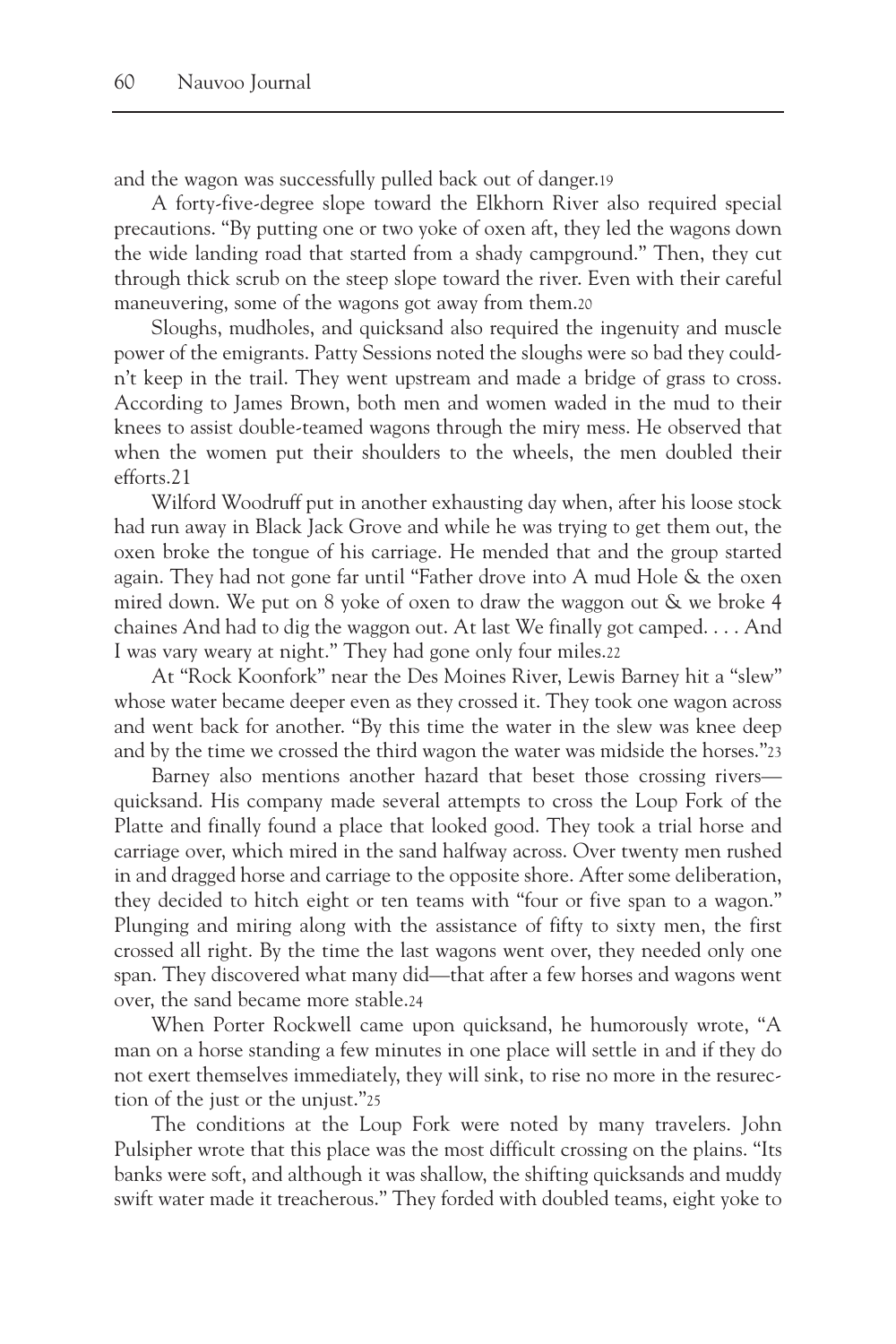and the wagon was successfully pulled back out of danger.[19]

A forty-five-degree slope toward the Elkhorn River also required special precautions. "By putting one or two yoke of oxen aft, they led the wagons down the wide landing road that started from a shady campground." Then, they cut through thick scrub on the steep slope toward the river. Even with their careful maneuvering, some of the wagons got away from them.[20]

Sloughs, mudholes, and quicksand also required the ingenuity and muscle power of the emigrants. Patty Sessions noted the sloughs were so bad they couldn't keep in the trail. They went upstream and made a bridge of grass to cross. According to James Brown, both men and women waded in the mud to their knees to assist double-teamed wagons through the miry mess. He observed that when the women put their shoulders to the wheels, the men doubled their efforts.[21]

Wilford Woodruff put in another exhausting day when, after his loose stock had run away in Black Jack Grove and while he was trying to get them out, the oxen broke the tongue of his carriage. He mended that and the group started again. They had not gone far until "Father drove into A mud Hole & the oxen mired down. We put on 8 yoke of oxen to draw the waggon out & we broke 4 chaines And had to dig the waggon out. At last We finally got camped. . . . And I was vary weary at night." They had gone only four miles.[22]

At "Rock Koonfork" near the Des Moines River, Lewis Barney hit a "slew" whose water became deeper even as they crossed it. They took one wagon across and went back for another. "By this time the water in the slew was knee deep and by the time we crossed the third wagon the water was midside the horses."[23]

Barney also mentions another hazard that beset those crossing rivers—quicksand. His company made several attempts to cross the Loup Fork of the Platte and finally found a place that looked good. They took a trial horse and carriage over, which mired in the sand halfway across. Over twenty men rushed in and dragged horse and carriage to the opposite shore. After some deliberation, they decided to hitch eight or ten teams with "four or five span to a wagon." Plunging and miring along with the assistance of fifty to sixty men, the first crossed all right. By the time the last wagons went over, they needed only one span. They discovered what many did—that after a few horses and wagons went over, the sand became more stable.[24]

When Porter Rockwell came upon quicksand, he humorously wrote, "A man on a horse standing a few minutes in one place will settle in and if they do not exert themselves immediately, they will sink, to rise no more in the resurrection of the just or the unjust."[25]

The conditions at the Loup Fork were noted by many travelers. John Pulsipher wrote that this place was the most difficult crossing on the plains. "Its banks were soft, and although it was shallow, the shifting quicksands and muddy swift water made it treacherous." They forded with doubled teams, eight yoke to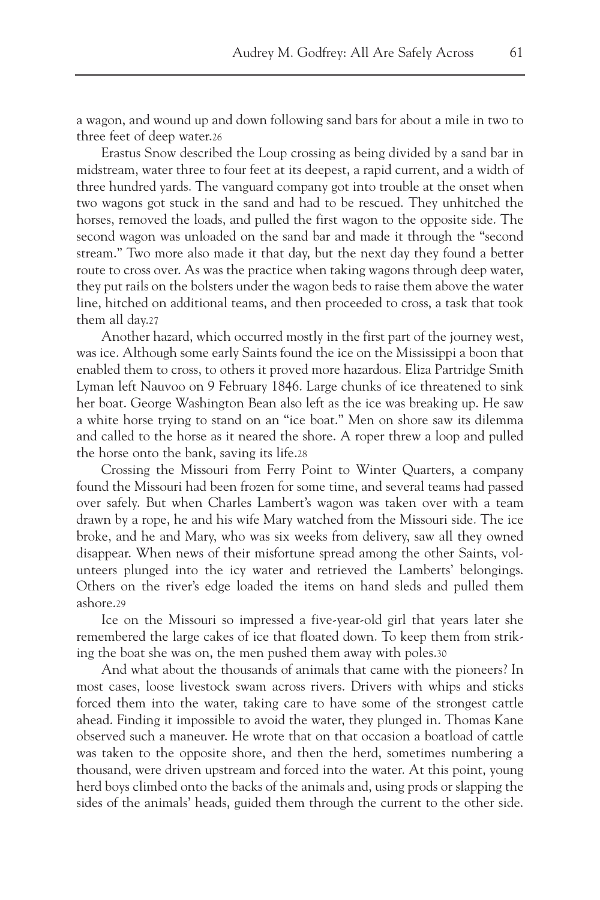a wagon, and wound up and down following sand bars for about a mile in two to three feet of deep water.[26]

Erastus Snow described the Loup crossing as being divided by a sand bar in midstream, water three to four feet at its deepest, a rapid current, and a width of three hundred yards. The vanguard company got into trouble at the onset when two wagons got stuck in the sand and had to be rescued. They unhitched the horses, removed the loads, and pulled the first wagon to the opposite side. The second wagon was unloaded on the sand bar and made it through the "second stream." Two more also made it that day, but the next day they found a better route to cross over. As was the practice when taking wagons through deep water, they put rails on the bolsters under the wagon beds to raise them above the water line, hitched on additional teams, and then proceeded to cross, a task that took them all day.[27]

Another hazard, which occurred mostly in the first part of the journey west, was ice. Although some early Saints found the ice on the Mississippi a boon that enabled them to cross, to others it proved more hazardous. Eliza Partridge Smith Lyman left Nauvoo on 9 February 1846. Large chunks of ice threatened to sink her boat. George Washington Bean also left as the ice was breaking up. He saw a white horse trying to stand on an "ice boat." Men on shore saw its dilemma and called to the horse as it neared the shore. A roper threw a loop and pulled the horse onto the bank, saving its life.[28]

Crossing the Missouri from Ferry Point to Winter Quarters, a company found the Missouri had been frozen for some time, and several teams had passed over safely. But when Charles Lambert's wagon was taken over with a team drawn by a rope, he and his wife Mary watched from the Missouri side. The ice broke, and he and Mary, who was six weeks from delivery, saw all they owned disappear. When news of their misfortune spread among the other Saints, volunteers plunged into the icy water and retrieved the Lamberts' belongings. Others on the river's edge loaded the items on hand sleds and pulled them ashore.[29]

Ice on the Missouri so impressed a five-year-old girl that years later she remembered the large cakes of ice that floated down. To keep them from striking the boat she was on, the men pushed them away with poles.[30]

And what about the thousands of animals that came with the pioneers? In most cases, loose livestock swam across rivers. Drivers with whips and sticks forced them into the water, taking care to have some of the strongest cattle ahead. Finding it impossible to avoid the water, they plunged in. Thomas Kane observed such a maneuver. He wrote that on that occasion a boatload of cattle was taken to the opposite shore, and then the herd, sometimes numbering a thousand, were driven upstream and forced into the water. At this point, young herd boys climbed onto the backs of the animals and, using prods or slapping the sides of the animals' heads, guided them through the current to the other side.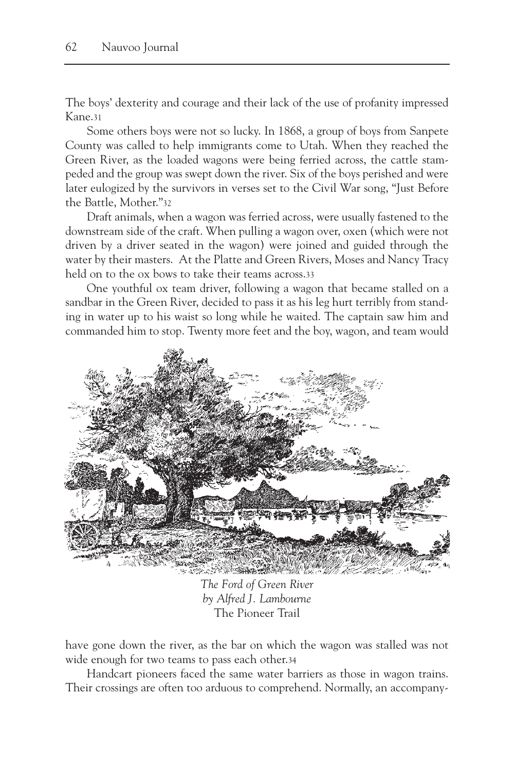The boys' dexterity and courage and their lack of the use of profanity impressed Kane.[31]

Some others boys were not so lucky. In 1868, a group of boys from Sanpete County was called to help immigrants come to Utah. When they reached the Green River, as the loaded wagons were being ferried across, the cattle stampeded and the group was swept down the river. Six of the boys perished and were later eulogized by the survivors in verses set to the Civil War song, "Just Before the Battle, Mother."[32]

Draft animals, when a wagon was ferried across, were usually fastened to the downstream side of the craft. When pulling a wagon over, oxen (which were not driven by a driver seated in the wagon) were joined and guided through the water by their masters. At the Platte and Green Rivers, Moses and Nancy Tracy held on to the ox bows to take their teams across.[33]

One youthful ox team driver, following a wagon that became stalled on a sandbar in the Green River, decided to pass it as his leg hurt terribly from standing in water up to his waist so long while he waited. The captain saw him and commanded him to stop. Twenty more feet and the boy, wagon, and team would have gone down the river, as the bar on which the wagon was stalled was not wide enough for two teams to pass each other.[34]

*The Ford of Green River*
*by Alfred J. Lambourne*
The Pioneer Trail

Handcart pioneers faced the same water barriers as those in wagon trains. Their crossings are often too arduous to comprehend. Normally, an accompany-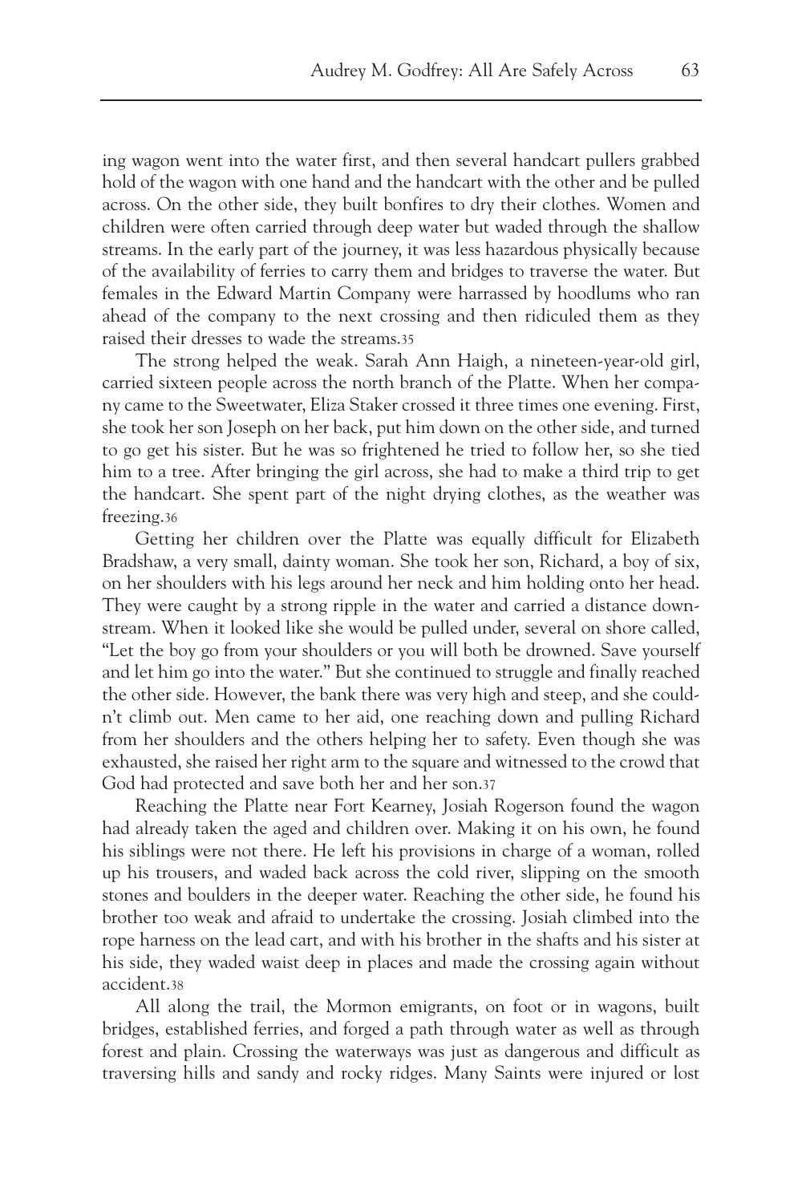ing wagon went into the water first, and then several handcart pullers grabbed hold of the wagon with one hand and the handcart with the other and be pulled across. On the other side, they built bonfires to dry their clothes. Women and children were often carried through deep water but waded through the shallow streams. In the early part of the journey, it was less hazardous physically because of the availability of ferries to carry them and bridges to traverse the water. But females in the Edward Martin Company were harrassed by hoodlums who ran ahead of the company to the next crossing and then ridiculed them as they raised their dresses to wade the streams.[35]

The strong helped the weak. Sarah Ann Haigh, a nineteen-year-old girl, carried sixteen people across the north branch of the Platte. When her company came to the Sweetwater, Eliza Staker crossed it three times one evening. First, she took her son Joseph on her back, put him down on the other side, and turned to go get his sister. But he was so frightened he tried to follow her, so she tied him to a tree. After bringing the girl across, she had to make a third trip to get the handcart. She spent part of the night drying clothes, as the weather was freezing.[36]

Getting her children over the Platte was equally difficult for Elizabeth Bradshaw, a very small, dainty woman. She took her son, Richard, a boy of six, on her shoulders with his legs around her neck and him holding onto her head. They were caught by a strong ripple in the water and carried a distance downstream. When it looked like she would be pulled under, several on shore called, "Let the boy go from your shoulders or you will both be drowned. Save yourself and let him go into the water." But she continued to struggle and finally reached the other side. However, the bank there was very high and steep, and she couldn't climb out. Men came to her aid, one reaching down and pulling Richard from her shoulders and the others helping her to safety. Even though she was exhausted, she raised her right arm to the square and witnessed to the crowd that God had protected and save both her and her son.[37]

Reaching the Platte near Fort Kearney, Josiah Rogerson found the wagon had already taken the aged and children over. Making it on his own, he found his siblings were not there. He left his provisions in charge of a woman, rolled up his trousers, and waded back across the cold river, slipping on the smooth stones and boulders in the deeper water. Reaching the other side, he found his brother too weak and afraid to undertake the crossing. Josiah climbed into the rope harness on the lead cart, and with his brother in the shafts and his sister at his side, they waded waist deep in places and made the crossing again without accident.[38]

All along the trail, the Mormon emigrants, on foot or in wagons, built bridges, established ferries, and forged a path through water as well as through forest and plain. Crossing the waterways was just as dangerous and difficult as traversing hills and sandy and rocky ridges. Many Saints were injured or lost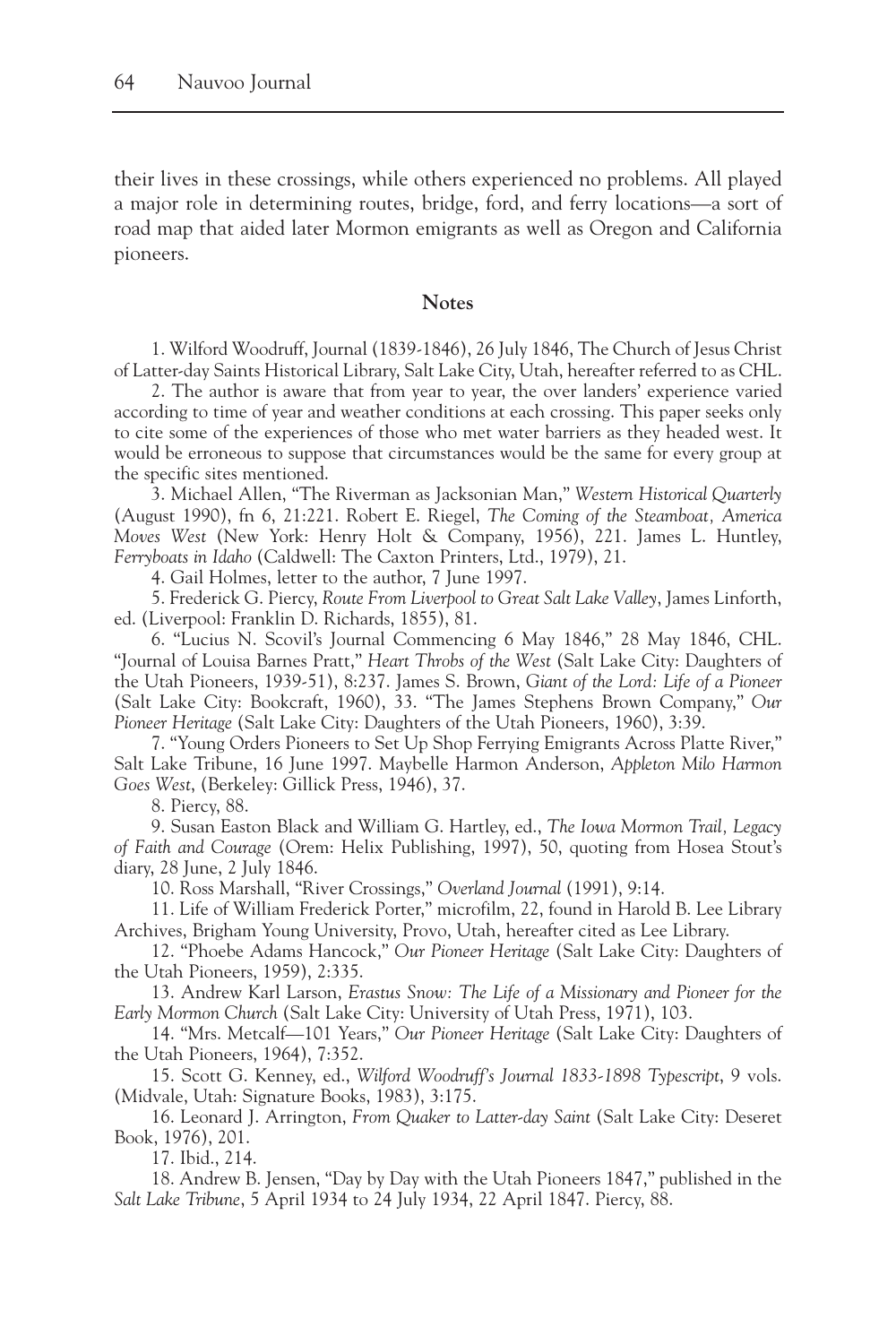their lives in these crossings, while others experienced no problems. All played a major role in determining routes, bridge, ford, and ferry locations—a sort of road map that aided later Mormon emigrants as well as Oregon and California pioneers.

## Notes

1. Wilford Woodruff, Journal (1839-1846), 26 July 1846, The Church of Jesus Christ of Latter-day Saints Historical Library, Salt Lake City, Utah, hereafter referred to as CHL.

2. The author is aware that from year to year, the over landers' experience varied according to time of year and weather conditions at each crossing. This paper seeks only to cite some of the experiences of those who met water barriers as they headed west. It would be erroneous to suppose that circumstances would be the same for every group at the specific sites mentioned.

3. Michael Allen, "The Riverman as Jacksonian Man," *Western Historical Quarterly* (August 1990), fn 6, 21:221. Robert E. Riegel, *The Coming of the Steamboat, America Moves West* (New York: Henry Holt & Company, 1956), 221. James L. Huntley, *Ferryboats in Idaho* (Caldwell: The Caxton Printers, Ltd., 1979), 21.

4. Gail Holmes, letter to the author, 7 June 1997.

5. Frederick G. Piercy, *Route From Liverpool to Great Salt Lake Valley*, James Linforth, ed. (Liverpool: Franklin D. Richards, 1855), 81.

6. "Lucius N. Scovil's Journal Commencing 6 May 1846," 28 May 1846, CHL. "Journal of Louisa Barnes Pratt," *Heart Throbs of the West* (Salt Lake City: Daughters of the Utah Pioneers, 1939-51), 8:237. James S. Brown, *Giant of the Lord: Life of a Pioneer* (Salt Lake City: Bookcraft, 1960), 33. "The James Stephens Brown Company," *Our Pioneer Heritage* (Salt Lake City: Daughters of the Utah Pioneers, 1960), 3:39.

7. "Young Orders Pioneers to Set Up Shop Ferrying Emigrants Across Platte River," Salt Lake Tribune, 16 June 1997. Maybelle Harmon Anderson, *Appleton Milo Harmon Goes West*, (Berkeley: Gillick Press, 1946), 37.

8. Piercy, 88.

9. Susan Easton Black and William G. Hartley, ed., *The Iowa Mormon Trail, Legacy of Faith and Courage* (Orem: Helix Publishing, 1997), 50, quoting from Hosea Stout's diary, 28 June, 2 July 1846.

10. Ross Marshall, "River Crossings," *Overland Journal* (1991), 9:14.

11. Life of William Frederick Porter," microfilm, 22, found in Harold B. Lee Library Archives, Brigham Young University, Provo, Utah, hereafter cited as Lee Library.

12. "Phoebe Adams Hancock," *Our Pioneer Heritage* (Salt Lake City: Daughters of the Utah Pioneers, 1959), 2:335.

13. Andrew Karl Larson, *Erastus Snow: The Life of a Missionary and Pioneer for the Early Mormon Church* (Salt Lake City: University of Utah Press, 1971), 103.

14. "Mrs. Metcalf—101 Years," *Our Pioneer Heritage* (Salt Lake City: Daughters of the Utah Pioneers, 1964), 7:352.

15. Scott G. Kenney, ed., *Wilford Woodruff's Journal 1833-1898 Typescript*, 9 vols. (Midvale, Utah: Signature Books, 1983), 3:175.

16. Leonard J. Arrington, *From Quaker to Latter-day Saint* (Salt Lake City: Deseret Book, 1976), 201.

17. Ibid., 214.

18. Andrew B. Jensen, "Day by Day with the Utah Pioneers 1847," published in the *Salt Lake Tribune*, 5 April 1934 to 24 July 1934, 22 April 1847. Piercy, 88.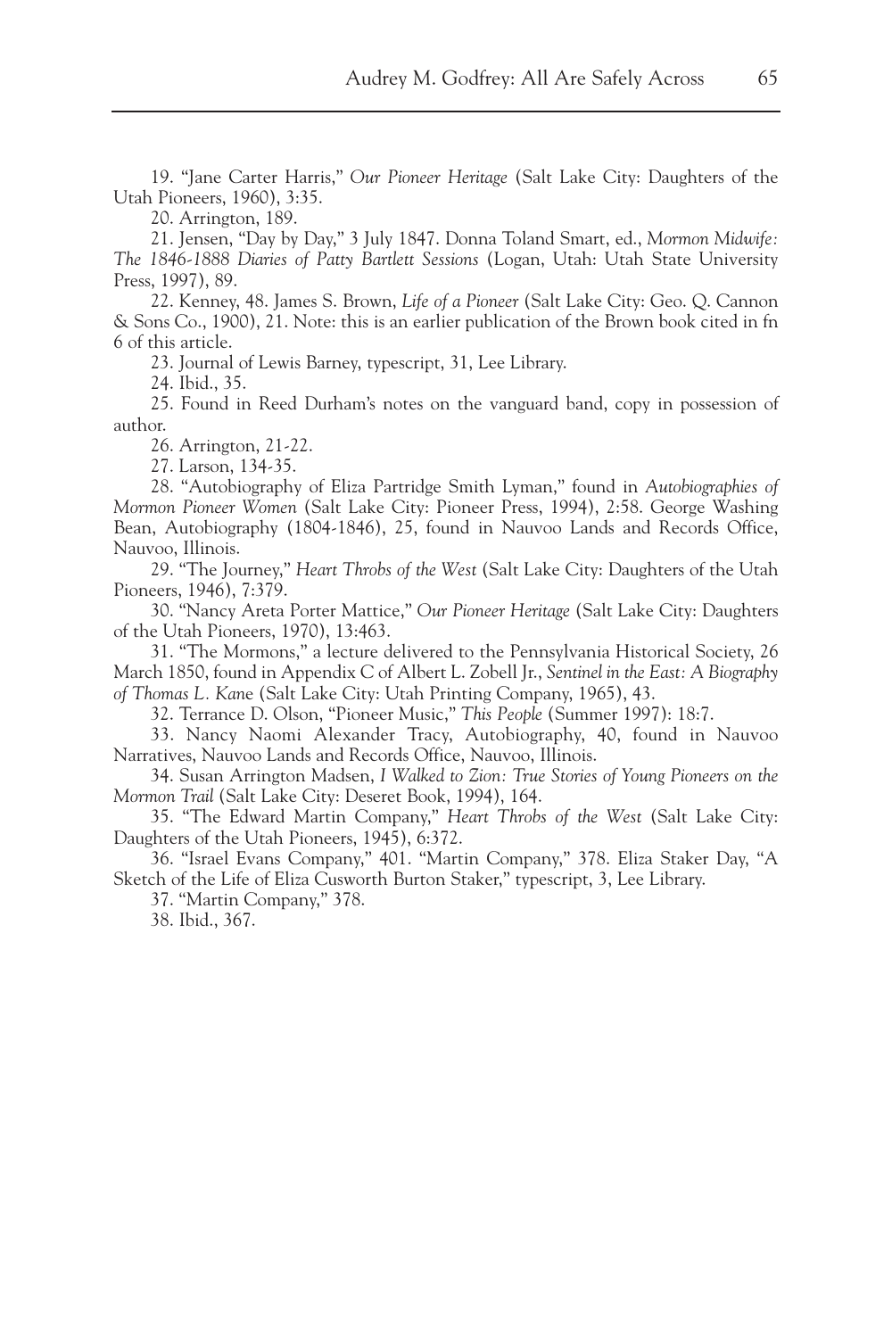19. "Jane Carter Harris," *Our Pioneer Heritage* (Salt Lake City: Daughters of the Utah Pioneers, 1960), 3:35.

20. Arrington, 189.

21. Jensen, "Day by Day," 3 July 1847. Donna Toland Smart, ed., *Mormon Midwife: The 1846-1888 Diaries of Patty Bartlett Sessions* (Logan, Utah: Utah State University Press, 1997), 89.

22. Kenney, 48. James S. Brown, *Life of a Pioneer* (Salt Lake City: Geo. Q. Cannon & Sons Co., 1900), 21. Note: this is an earlier publication of the Brown book cited in fn 6 of this article.

23. Journal of Lewis Barney, typescript, 31, Lee Library.

24. Ibid., 35.

25. Found in Reed Durham's notes on the vanguard band, copy in possession of author.

26. Arrington, 21-22.

27. Larson, 134-35.

28. "Autobiography of Eliza Partridge Smith Lyman," found in *Autobiographies of Mormon Pioneer Women* (Salt Lake City: Pioneer Press, 1994), 2:58. George Washing Bean, Autobiography (1804-1846), 25, found in Nauvoo Lands and Records Office, Nauvoo, Illinois.

29. "The Journey," *Heart Throbs of the West* (Salt Lake City: Daughters of the Utah Pioneers, 1946), 7:379.

30. "Nancy Areta Porter Mattice," *Our Pioneer Heritage* (Salt Lake City: Daughters of the Utah Pioneers, 1970), 13:463.

31. "The Mormons," a lecture delivered to the Pennsylvania Historical Society, 26 March 1850, found in Appendix C of Albert L. Zobell Jr., *Sentinel in the East: A Biography of Thomas L. Kane* (Salt Lake City: Utah Printing Company, 1965), 43.

32. Terrance D. Olson, "Pioneer Music," *This People* (Summer 1997): 18:7.

33. Nancy Naomi Alexander Tracy, Autobiography, 40, found in Nauvoo Narratives, Nauvoo Lands and Records Office, Nauvoo, Illinois.

34. Susan Arrington Madsen, *I Walked to Zion: True Stories of Young Pioneers on the Mormon Trail* (Salt Lake City: Deseret Book, 1994), 164.

35. "The Edward Martin Company," *Heart Throbs of the West* (Salt Lake City: Daughters of the Utah Pioneers, 1945), 6:372.

36. "Israel Evans Company," 401. "Martin Company," 378. Eliza Staker Day, "A Sketch of the Life of Eliza Cusworth Burton Staker," typescript, 3, Lee Library.

37. "Martin Company," 378.

38. Ibid., 367.